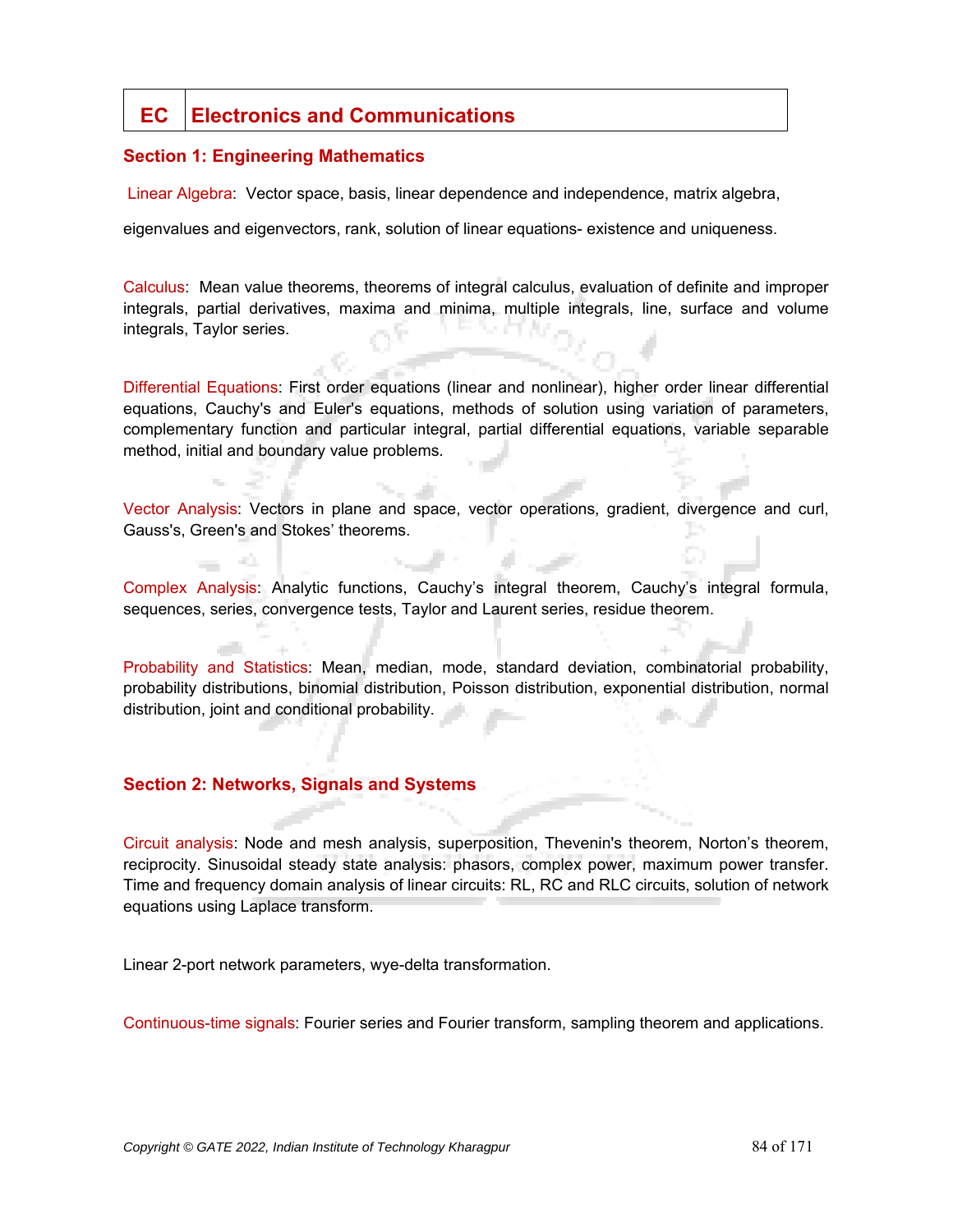# EC Electronics and Communications

## Section 1: Engineering Mathematics

Linear Algebra: Vector space, basis, linear dependence and independence, matrix algebra, eigenvalues and eigenvectors, rank, solution of linear equations- existence and uniqueness.

Calculus: Mean value theorems, theorems of integral calculus, evaluation of definite and improper integrals, partial derivatives, maxima and minima, multiple integrals, line, surface and volume integrals, Taylor series.

Differential Equations: First order equations (linear and nonlinear), higher order linear differential equations, Cauchy's and Euler's equations, methods of solution using variation of parameters, complementary function and particular integral, partial differential equations, variable separable method, initial and boundary value problems.

Vector Analysis: Vectors in plane and space, vector operations, gradient, divergence and curl, Gauss's, Green's and Stokes' theorems.

Complex Analysis: Analytic functions, Cauchy's integral theorem, Cauchy's integral formula, sequences, series, convergence tests, Taylor and Laurent series, residue theorem.

Probability and Statistics: Mean, median, mode, standard deviation, combinatorial probability, probability distributions, binomial distribution, Poisson distribution, exponential distribution, normal distribution, joint and conditional probability.

## Section 2: Networks, Signals and Systems

Circuit analysis: Node and mesh analysis, superposition, Thevenin's theorem, Norton's theorem, reciprocity. Sinusoidal steady state analysis: phasors, complex power, maximum power transfer. Time and frequency domain analysis of linear circuits: RL, RC and RLC circuits, solution of network equations using Laplace transform.

Linear 2-port network parameters, wye-delta transformation.

Continuous-time signals: Fourier series and Fourier transform, sampling theorem and applications.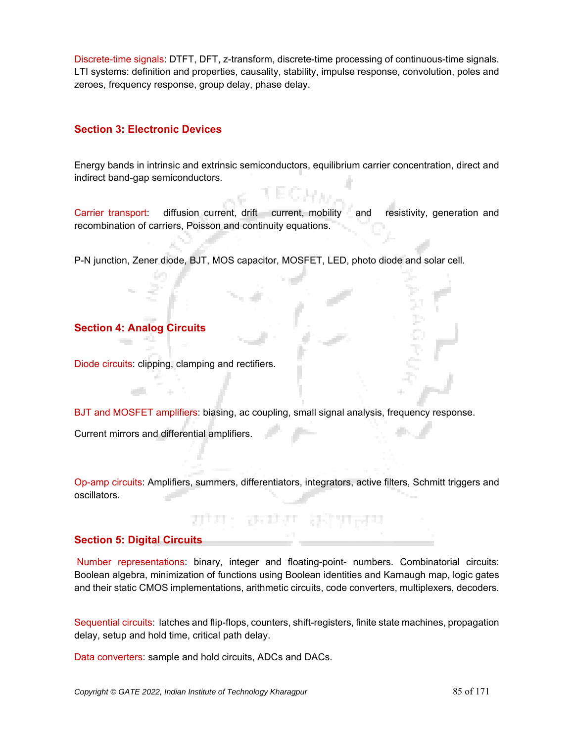Discrete-time signals: DTFT, DFT, z-transform, discrete-time processing of continuous-time signals. LTI systems: definition and properties, causality, stability, impulse response, convolution, poles and zeroes, frequency response, group delay, phase delay.

## Section 3: Electronic Devices

Energy bands in intrinsic and extrinsic semiconductors, equilibrium carrier concentration, direct and indirect band-gap semiconductors.

Carrier transport: diffusion current, drift current, mobility and resistivity, generation and recombination of carriers, Poisson and continuity equations.

P-N junction, Zener diode, BJT, MOS capacitor, MOSFET, LED, photo diode and solar cell.

## Section 4: Analog Circuits

Diode circuits: clipping, clamping and rectifiers.

BJT and MOSFET amplifiers: biasing, ac coupling, small signal analysis, frequency response.

Current mirrors and differential amplifiers.

Op-amp circuits: Amplifiers, summers, differentiators, integrators, active filters, Schmitt triggers and oscillators.

## Section 5: Digital Circuits

Number representations: binary, integer and floating-point- numbers. Combinatorial circuits: Boolean algebra, minimization of functions using Boolean identities and Karnaugh map, logic gates and their static CMOS implementations, arithmetic circuits, code converters, multiplexers, decoders.

Sequential circuits: latches and flip-flops, counters, shift-registers, finite state machines, propagation delay, setup and hold time, critical path delay.

Data converters: sample and hold circuits, ADCs and DACs.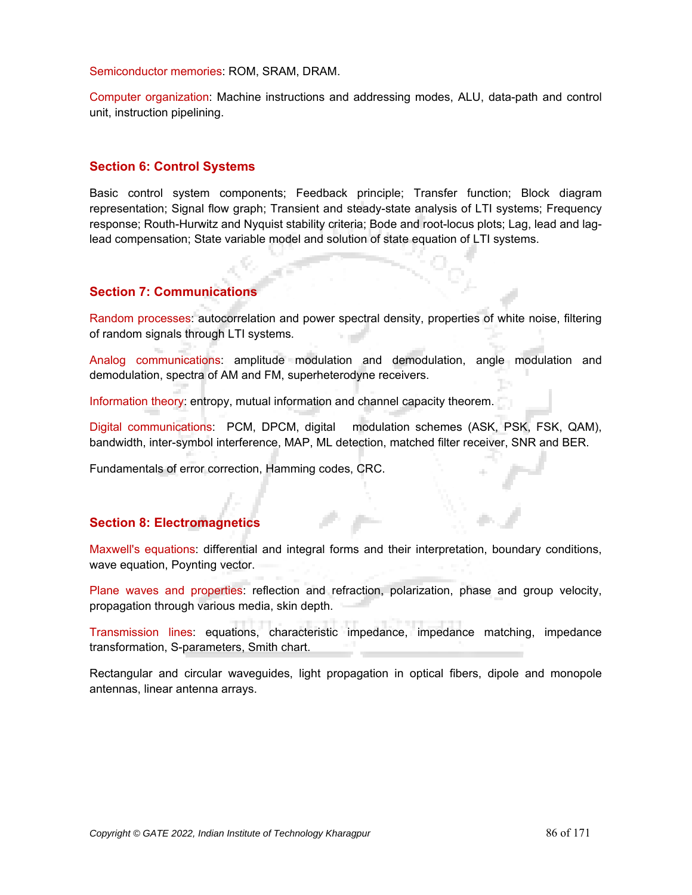Semiconductor memories: ROM, SRAM, DRAM.

Computer organization: Machine instructions and addressing modes, ALU, data-path and control unit, instruction pipelining.

## Section 6: Control Systems

Basic control system components; Feedback principle; Transfer function; Block diagram representation; Signal flow graph; Transient and steady-state analysis of LTI systems; Frequency response; Routh-Hurwitz and Nyquist stability criteria; Bode and root-locus plots; Lag, lead and lag-lead compensation; State variable model and solution of state equation of LTI systems.

## Section 7: Communications

Random processes: autocorrelation and power spectral density, properties of white noise, filtering of random signals through LTI systems.

Analog communications: amplitude modulation and demodulation, angle modulation and demodulation, spectra of AM and FM, superheterodyne receivers.

Information theory: entropy, mutual information and channel capacity theorem.

Digital communications: PCM, DPCM, digital modulation schemes (ASK, PSK, FSK, QAM), bandwidth, inter-symbol interference, MAP, ML detection, matched filter receiver, SNR and BER.

Fundamentals of error correction, Hamming codes, CRC.

## Section 8: Electromagnetics

Maxwell's equations: differential and integral forms and their interpretation, boundary conditions, wave equation, Poynting vector.

Plane waves and properties: reflection and refraction, polarization, phase and group velocity, propagation through various media, skin depth.

Transmission lines: equations, characteristic impedance, impedance matching, impedance transformation, S-parameters, Smith chart.

Rectangular and circular waveguides, light propagation in optical fibers, dipole and monopole antennas, linear antenna arrays.

*Copyright © GATE 2022, Indian Institute of Technology Kharagpur*